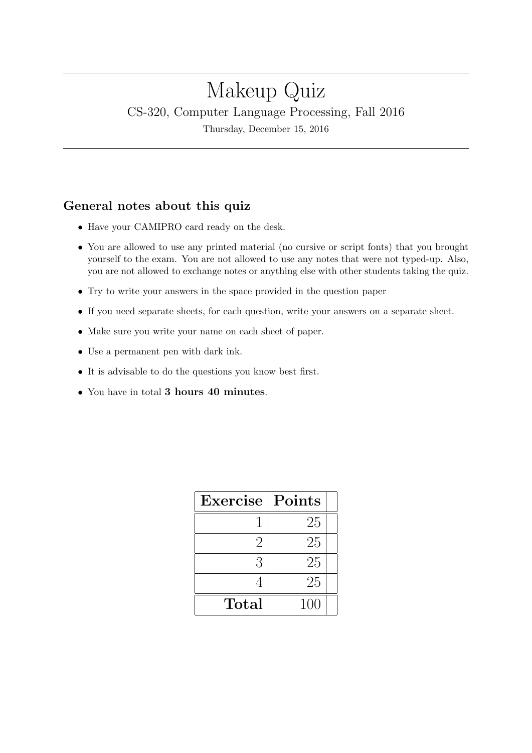# Makeup Quiz

CS-320, Computer Language Processing, Fall 2016

Thursday, December 15, 2016

## General notes about this quiz

- Have your CAMIPRO card ready on the desk.
- You are allowed to use any printed material (no cursive or script fonts) that you brought yourself to the exam. You are not allowed to use any notes that were not typed-up. Also, you are not allowed to exchange notes or anything else with other students taking the quiz.
- Try to write your answers in the space provided in the question paper
- If you need separate sheets, for each question, write your answers on a separate sheet.
- Make sure you write your name on each sheet of paper.
- Use a permanent pen with dark ink.
- It is advisable to do the questions you know best first.
- You have in total **3 hours 40 minutes**.

| **Exercise** | **Points** | |
|---|---|---|
| 1 | 25 | |
| 2 | 25 | |
| 3 | 25 | |
| 4 | 25 | |
| **Total** | 100 | |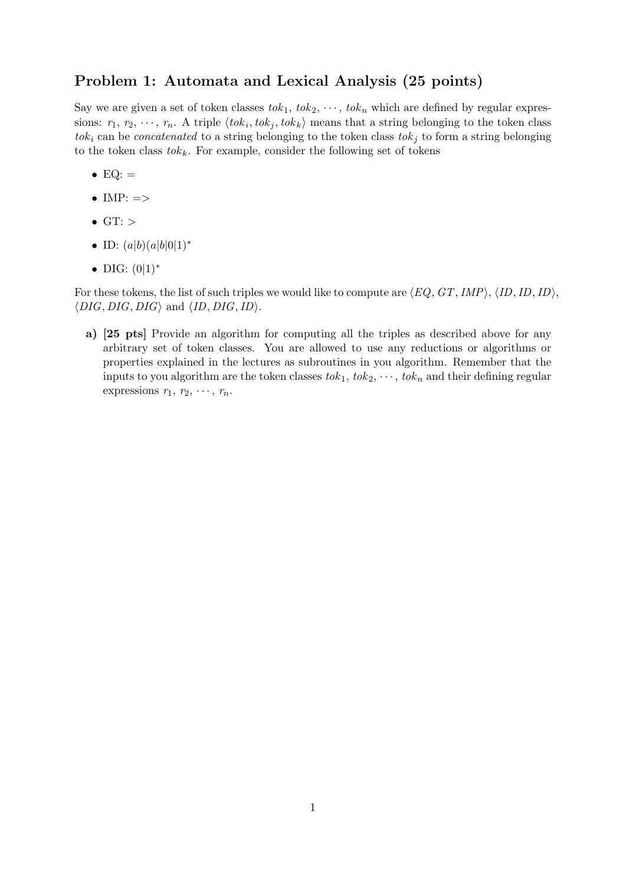## Problem 1: Automata and Lexical Analysis (25 points)

Say we are given a set of token classes $tok_1$, $tok_2$, $\cdots$, $tok_n$ which are defined by regular expressions: $r_1$, $r_2$, $\cdots$, $r_n$. A triple $\langle tok_i, tok_j, tok_k \rangle$ means that a string belonging to the token class $tok_i$ can be *concatenated* to a string belonging to the token class $tok_j$ to form a string belonging to the token class $tok_k$. For example, consider the following set of tokens

- EQ: =
- IMP: =>
- GT: >
- ID: $(a|b)(a|b|0|1)^*$
- DIG: $(0|1)^*$

For these tokens, the list of such triples we would like to compute are $\langle EQ, GT, IMP \rangle$, $\langle ID, ID, ID \rangle$, $\langle DIG, DIG, DIG \rangle$ and $\langle ID, DIG, ID \rangle$.

**a) [25 pts]** Provide an algorithm for computing all the triples as described above for any arbitrary set of token classes. You are allowed to use any reductions or algorithms or properties explained in the lectures as subroutines in you algorithm. Remember that the inputs to you algorithm are the token classes $tok_1$, $tok_2$, $\cdots$, $tok_n$ and their defining regular expressions $r_1$, $r_2$, $\cdots$, $r_n$.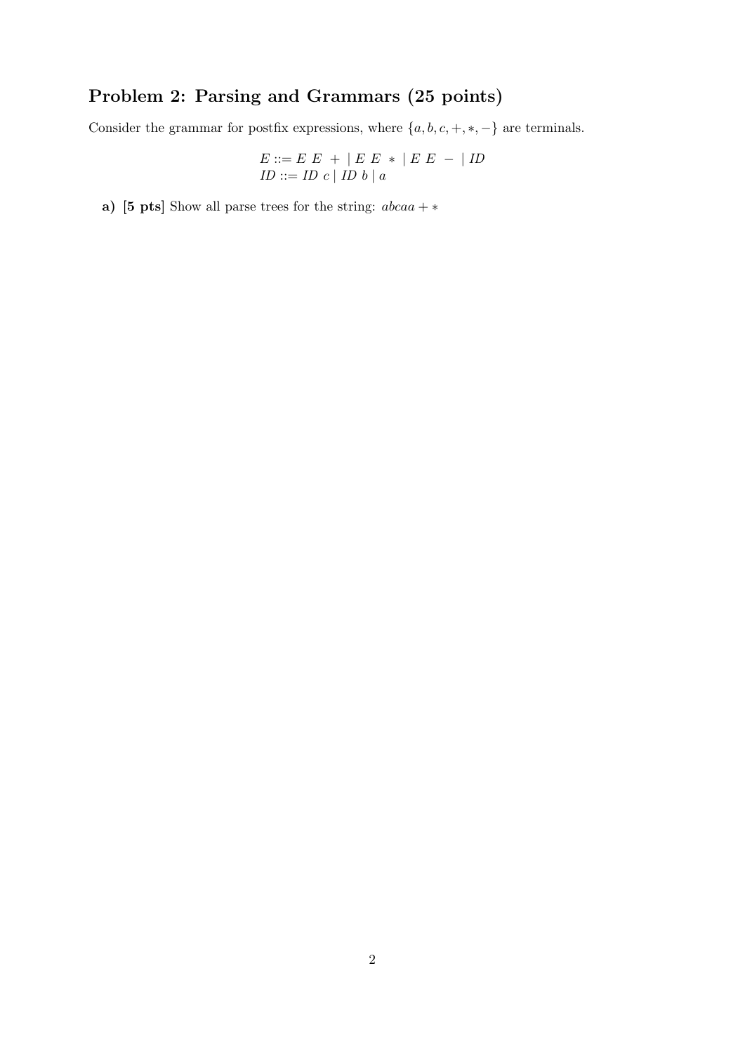## Problem 2: Parsing and Grammars (25 points)

Consider the grammar for postfix expressions, where $\{a, b, c, +, *, -\}$ are terminals.

$$
\begin{aligned}
E &::= E\ E\ +\ |\ E\ E\ *\ |\ E\ E\ -\ |\ ID \\
ID &::= ID\ c\ |\ ID\ b\ |\ a
\end{aligned}
$$

**a)** **[5 pts]** Show all parse trees for the string: $abcaa + *$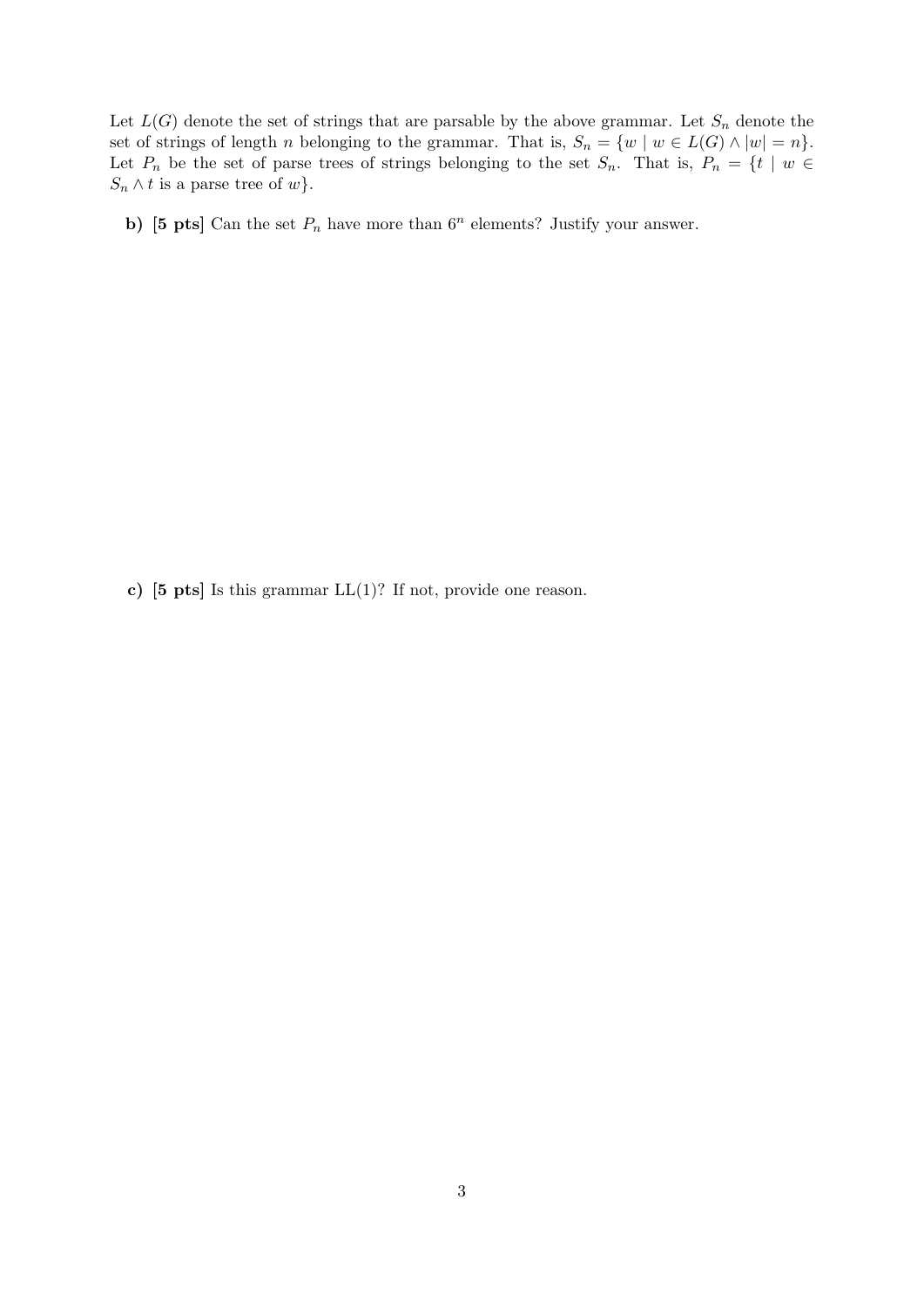Let $L(G)$ denote the set of strings that are parsable by the above grammar. Let $S_n$ denote the set of strings of length $n$ belonging to the grammar. That is, $S_n = \{w \mid w \in L(G) \wedge |w| = n\}$. Let $P_n$ be the set of parse trees of strings belonging to the set $S_n$. That is, $P_n = \{t \mid w \in S_n \wedge t \text{ is a parse tree of } w\}$.

**b) [5 pts]** Can the set $P_n$ have more than $6^n$ elements? Justify your answer.

**c) [5 pts]** Is this grammar LL(1)? If not, provide one reason.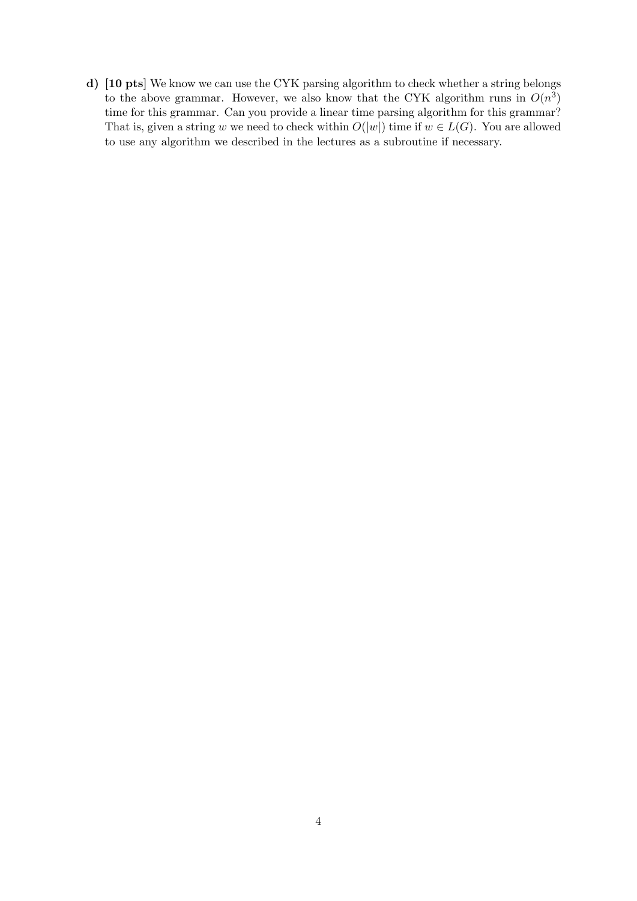**d) [10 pts]** We know we can use the CYK parsing algorithm to check whether a string belongs to the above grammar. However, we also know that the CYK algorithm runs in $O(n^3)$ time for this grammar. Can you provide a linear time parsing algorithm for this grammar? That is, given a string $w$ we need to check within $O(|w|)$ time if $w \in L(G)$. You are allowed to use any algorithm we described in the lectures as a subroutine if necessary.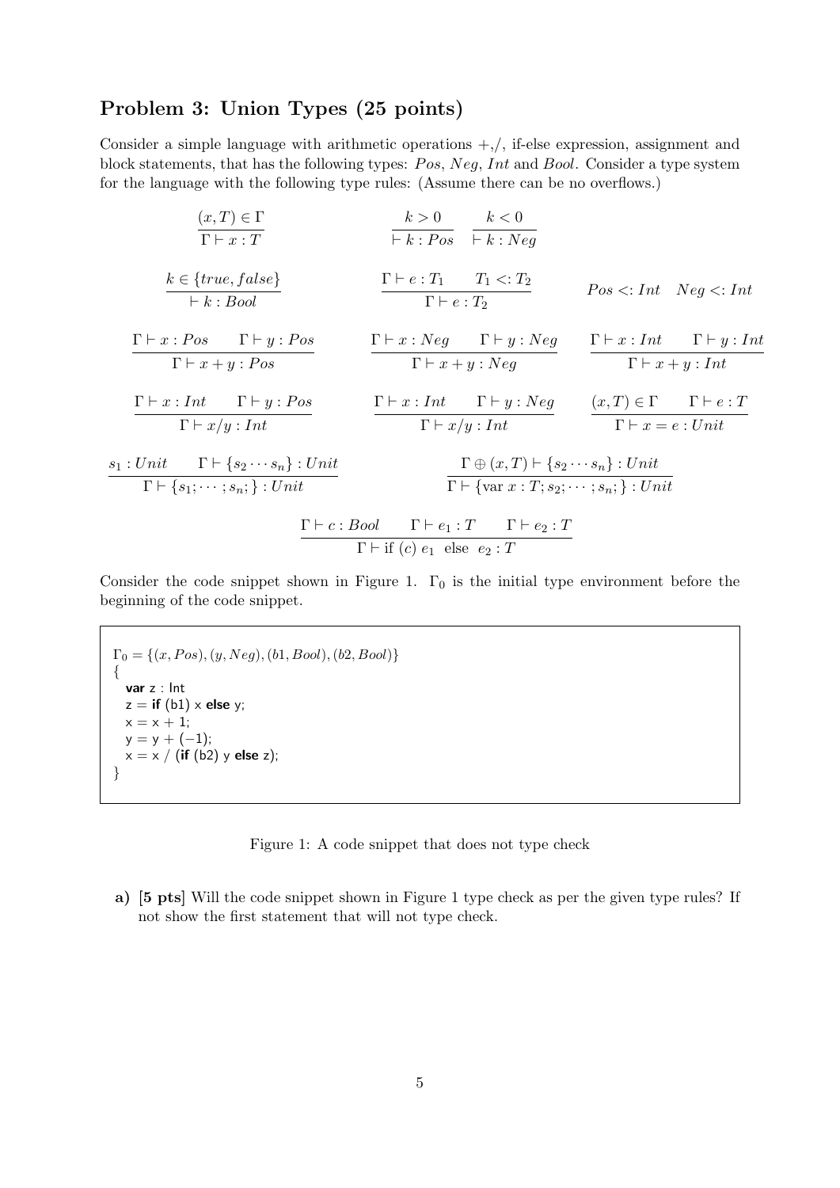## Problem 3: Union Types (25 points)

Consider a simple language with arithmetic operations $+,/$, if-else expression, assignment and block statements, that has the following types: $Pos$, $Neg$, $Int$ and $Bool$. Consider a type system for the language with the following type rules: (Assume there can be no overflows.)

$$\frac{(x,T) \in \Gamma}{\Gamma \vdash x : T} \qquad \frac{k > 0}{\vdash k : Pos} \quad \frac{k < 0}{\vdash k : Neg}$$

$$\frac{k \in \{true, false\}}{\vdash k : Bool} \qquad \frac{\Gamma \vdash e : T_1 \quad T_1 <: T_2}{\Gamma \vdash e : T_2} \qquad Pos <: Int \quad Neg <: Int$$

$$\frac{\Gamma \vdash x : Pos \quad \Gamma \vdash y : Pos}{\Gamma \vdash x + y : Pos} \qquad \frac{\Gamma \vdash x : Neg \quad \Gamma \vdash y : Neg}{\Gamma \vdash x + y : Neg} \qquad \frac{\Gamma \vdash x : Int \quad \Gamma \vdash y : Int}{\Gamma \vdash x + y : Int}$$

$$\frac{\Gamma \vdash x : Int \quad \Gamma \vdash y : Pos}{\Gamma \vdash x / y : Int} \qquad \frac{\Gamma \vdash x : Int \quad \Gamma \vdash y : Neg}{\Gamma \vdash x / y : Int} \qquad \frac{(x,T) \in \Gamma \quad \Gamma \vdash e : T}{\Gamma \vdash x = e : Unit}$$

$$\frac{s_1 : Unit \quad \Gamma \vdash \{s_2 \cdots s_n\} : Unit}{\Gamma \vdash \{s_1; \cdots ; s_n; \} : Unit} \qquad \frac{\Gamma \oplus (x,T) \vdash \{s_2 \cdots s_n\} : Unit}{\Gamma \vdash \{\text{var } x : T; s_2; \cdots ; s_n; \} : Unit}$$

$$\frac{\Gamma \vdash c : Bool \quad \Gamma \vdash e_1 : T \quad \Gamma \vdash e_2 : T}{\Gamma \vdash \text{if } (c) \ e_1 \ \text{ else } \ e_2 : T}$$

Consider the code snippet shown in Figure 1. $\Gamma_0$ is the initial type environment before the beginning of the code snippet.

```
Γ0 = {(x, Pos), (y, Neg), (b1, Bool), (b2, Bool)}
{
  var z : Int
  z = if (b1) x else y;
  x = x + 1;
  y = y + (−1);
  x = x / (if (b2) y else z);
}
```

Figure 1: A code snippet that does not type check

**a)** **[5 pts]** Will the code snippet shown in Figure 1 type check as per the given type rules? If not show the first statement that will not type check.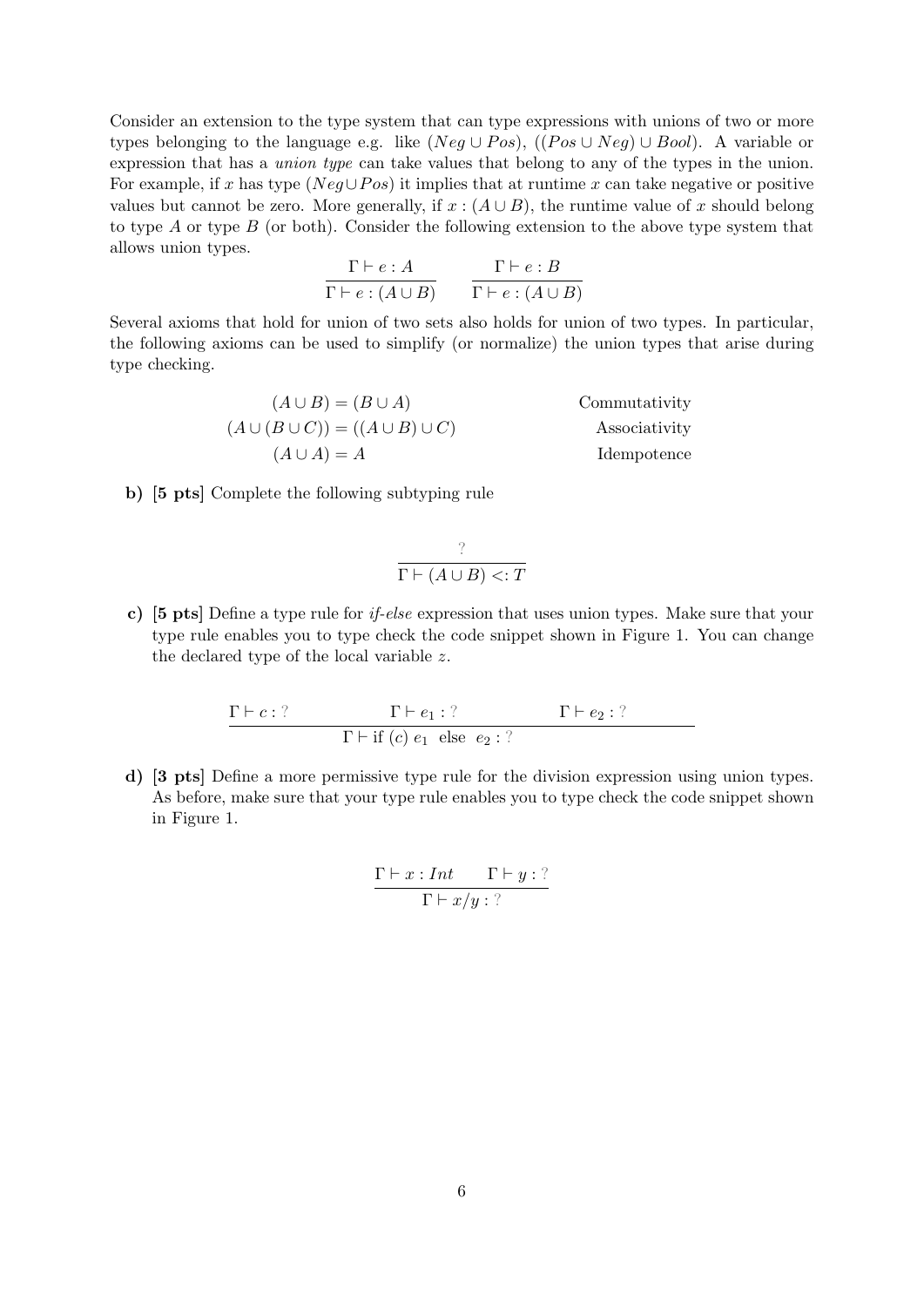Consider an extension to the type system that can type expressions with unions of two or more types belonging to the language e.g. like $(Neg \cup Pos)$, $((Pos \cup Neg) \cup Bool)$. A variable or expression that has a *union type* can take values that belong to any of the types in the union. For example, if $x$ has type $(Neg \cup Pos)$ it implies that at runtime $x$ can take negative or positive values but cannot be zero. More generally, if $x : (A \cup B)$, the runtime value of $x$ should belong to type $A$ or type $B$ (or both). Consider the following extension to the above type system that allows union types.

$$\frac{\Gamma \vdash e : A}{\Gamma \vdash e : (A \cup B)} \qquad \frac{\Gamma \vdash e : B}{\Gamma \vdash e : (A \cup B)}$$

Several axioms that hold for union of two sets also holds for union of two types. In particular, the following axioms can be used to simplify (or normalize) the union types that arise during type checking.

$$\begin{array}{cr} (A \cup B) = (B \cup A) & \text{Commutativity} \\ (A \cup (B \cup C)) = ((A \cup B) \cup C) & \text{Associativity} \\ (A \cup A) = A & \text{Idempotence} \end{array}$$

**b) [5 pts]** Complete the following subtyping rule

$$\frac{?}{\Gamma \vdash (A \cup B) <: T}$$

**c) [5 pts]** Define a type rule for *if-else* expression that uses union types. Make sure that your type rule enables you to type check the code snippet shown in Figure 1. You can change the declared type of the local variable $z$.

$$\frac{\Gamma \vdash c : ? \qquad \Gamma \vdash e_1 : ? \qquad \Gamma \vdash e_2 : ?}{\Gamma \vdash \text{if } (c)\ e_1 \ \text{ else } \ e_2 : ?}$$

**d) [3 pts]** Define a more permissive type rule for the division expression using union types. As before, make sure that your type rule enables you to type check the code snippet shown in Figure 1.

$$\frac{\Gamma \vdash x : Int \qquad \Gamma \vdash y : ?}{\Gamma \vdash x/y : ?}$$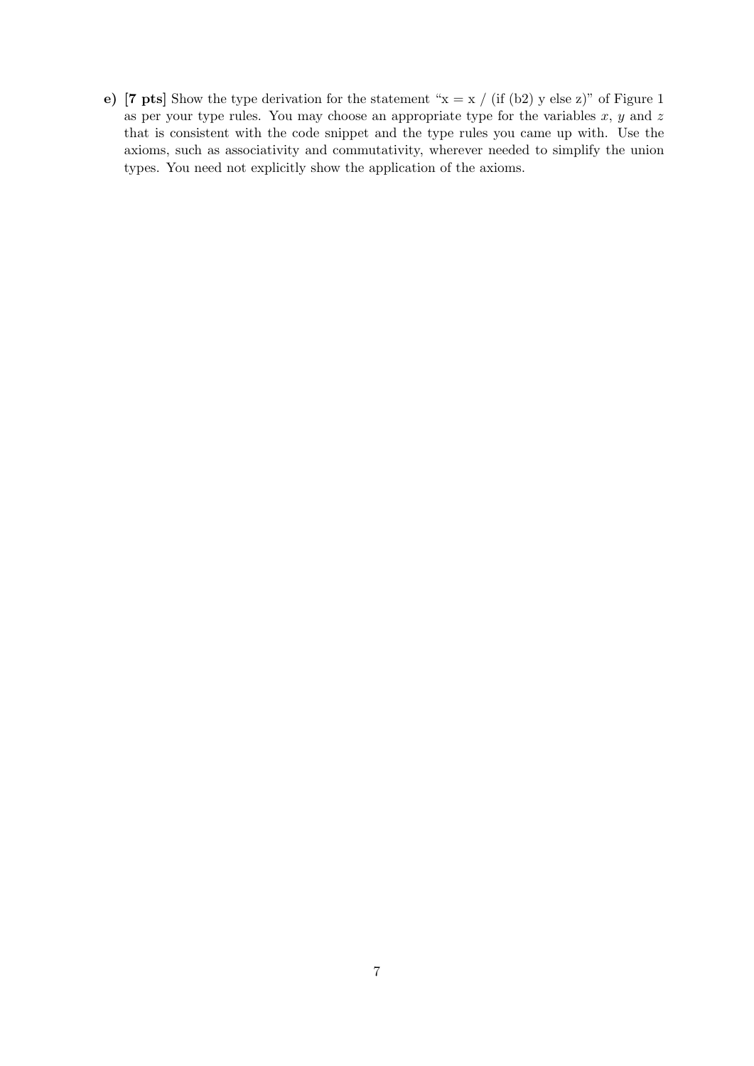**e) [7 pts]** Show the type derivation for the statement "x = x / (if (b2) y else z)" of Figure 1 as per your type rules. You may choose an appropriate type for the variables $x$, $y$ and $z$ that is consistent with the code snippet and the type rules you came up with. Use the axioms, such as associativity and commutativity, wherever needed to simplify the union types. You need not explicitly show the application of the axioms.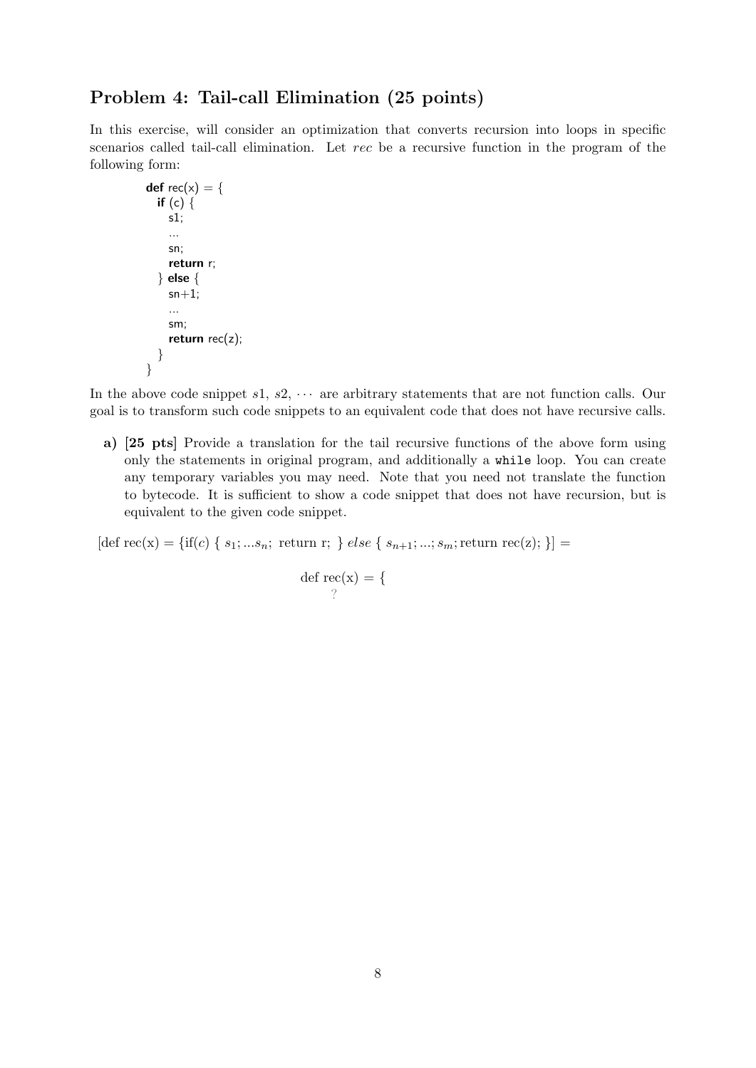## Problem 4: Tail-call Elimination (25 points)

In this exercise, will consider an optimization that converts recursion into loops in specific scenarios called tail-call elimination. Let *rec* be a recursive function in the program of the following form:

```
def rec(x) = {
  if (c) {
    s1;
    ...
    sn;
    return r;
  } else {
    sn+1;
    ...
    sm;
    return rec(z);
  }
}
```

In the above code snippet $s1$, $s2$, $\cdots$ are arbitrary statements that are not function calls. Our goal is to transform such code snippets to an equivalent code that does not have recursive calls.

**a) [25 pts]** Provide a translation for the tail recursive functions of the above form using only the statements in original program, and additionally a `while` loop. You can create any temporary variables you may need. Note that you need not translate the function to bytecode. It is sufficient to show a code snippet that does not have recursion, but is equivalent to the given code snippet.

[def rec(x) = {if($c$) { $s_1; ...s_n;$ return r; } *else* { $s_{n+1}; ...; s_m;$ return rec(z); }] =

def rec(x) = {
?